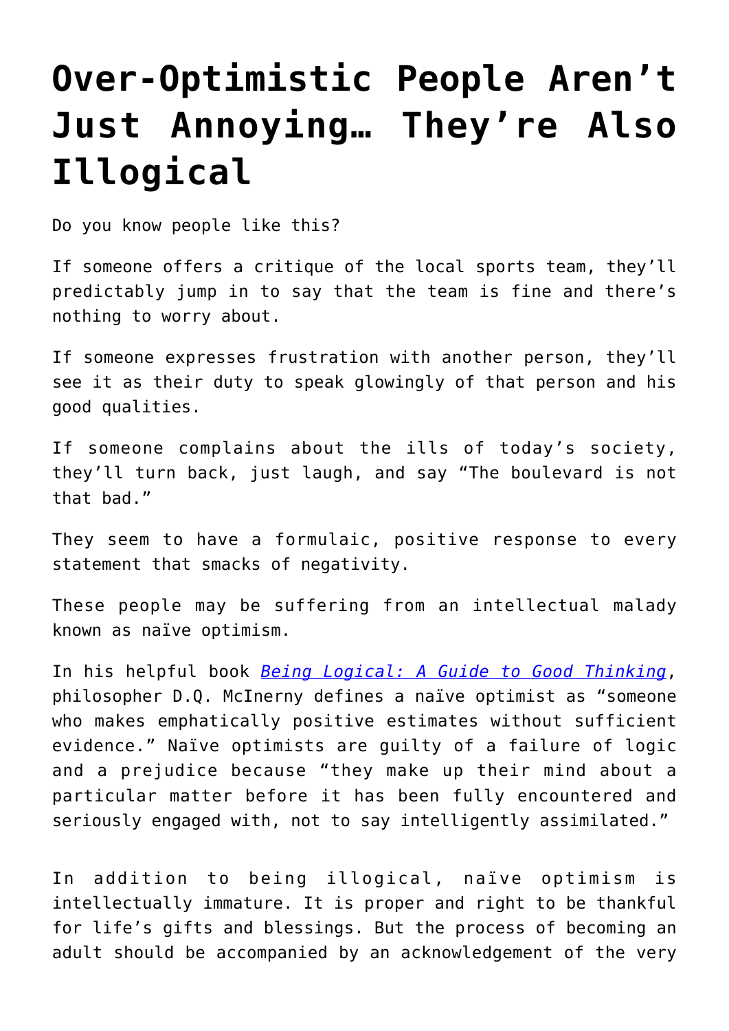# Over-Optimistic People Aren't Just Annoying… They're Also Illogical

Do you know people like this?

If someone offers a critique of the local sports team, they'll predictably jump in to say that the team is fine and there's nothing to worry about.

If someone expresses frustration with another person, they'll see it as their duty to speak glowingly of that person and his good qualities.

If someone complains about the ills of today's society, they'll turn back, just laugh, and say "The boulevard is not that bad."

They seem to have a formulaic, positive response to every statement that smacks of negativity.

These people may be suffering from an intellectual malady known as naïve optimism.

In his helpful book *Being Logical: A Guide to Good Thinking*, philosopher D.Q. McInerny defines a naïve optimist as "someone who makes emphatically positive estimates without sufficient evidence." Naïve optimists are guilty of a failure of logic and a prejudice because "they make up their mind about a particular matter before it has been fully encountered and seriously engaged with, not to say intelligently assimilated."

In addition to being illogical, naïve optimism is intellectually immature. It is proper and right to be thankful for life's gifts and blessings. But the process of becoming an adult should be accompanied by an acknowledgement of the very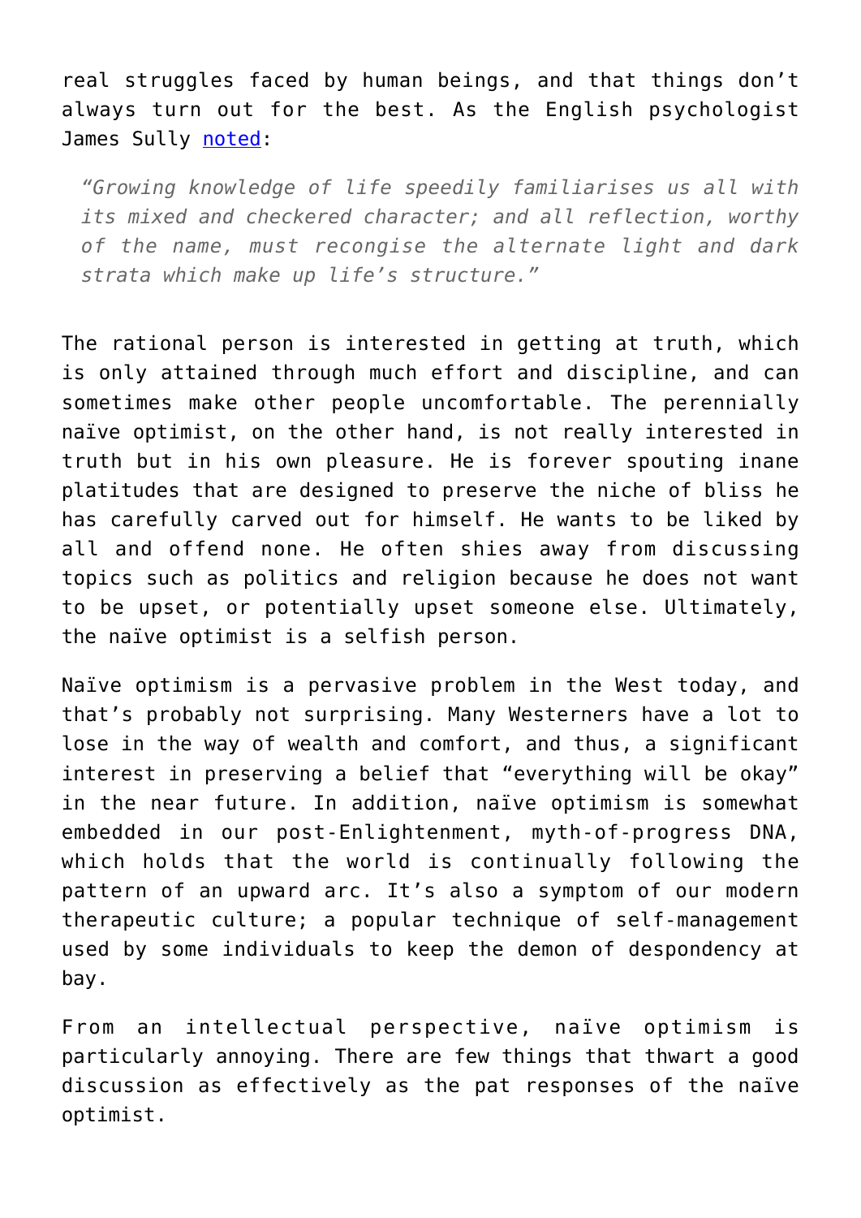real struggles faced by human beings, and that things don't always turn out for the best. As the English psychologist James Sully [noted](https://):

> *"Growing knowledge of life speedily familiarises us all with its mixed and checkered character; and all reflection, worthy of the name, must recongise the alternate light and dark strata which make up life's structure."*

The rational person is interested in getting at truth, which is only attained through much effort and discipline, and can sometimes make other people uncomfortable. The perennially naïve optimist, on the other hand, is not really interested in truth but in his own pleasure. He is forever spouting inane platitudes that are designed to preserve the niche of bliss he has carefully carved out for himself. He wants to be liked by all and offend none. He often shies away from discussing topics such as politics and religion because he does not want to be upset, or potentially upset someone else. Ultimately, the naïve optimist is a selfish person.

Naïve optimism is a pervasive problem in the West today, and that's probably not surprising. Many Westerners have a lot to lose in the way of wealth and comfort, and thus, a significant interest in preserving a belief that "everything will be okay" in the near future. In addition, naïve optimism is somewhat embedded in our post-Enlightenment, myth-of-progress DNA, which holds that the world is continually following the pattern of an upward arc. It's also a symptom of our modern therapeutic culture; a popular technique of self-management used by some individuals to keep the demon of despondency at bay.

From an intellectual perspective, naïve optimism is particularly annoying. There are few things that thwart a good discussion as effectively as the pat responses of the naïve optimist.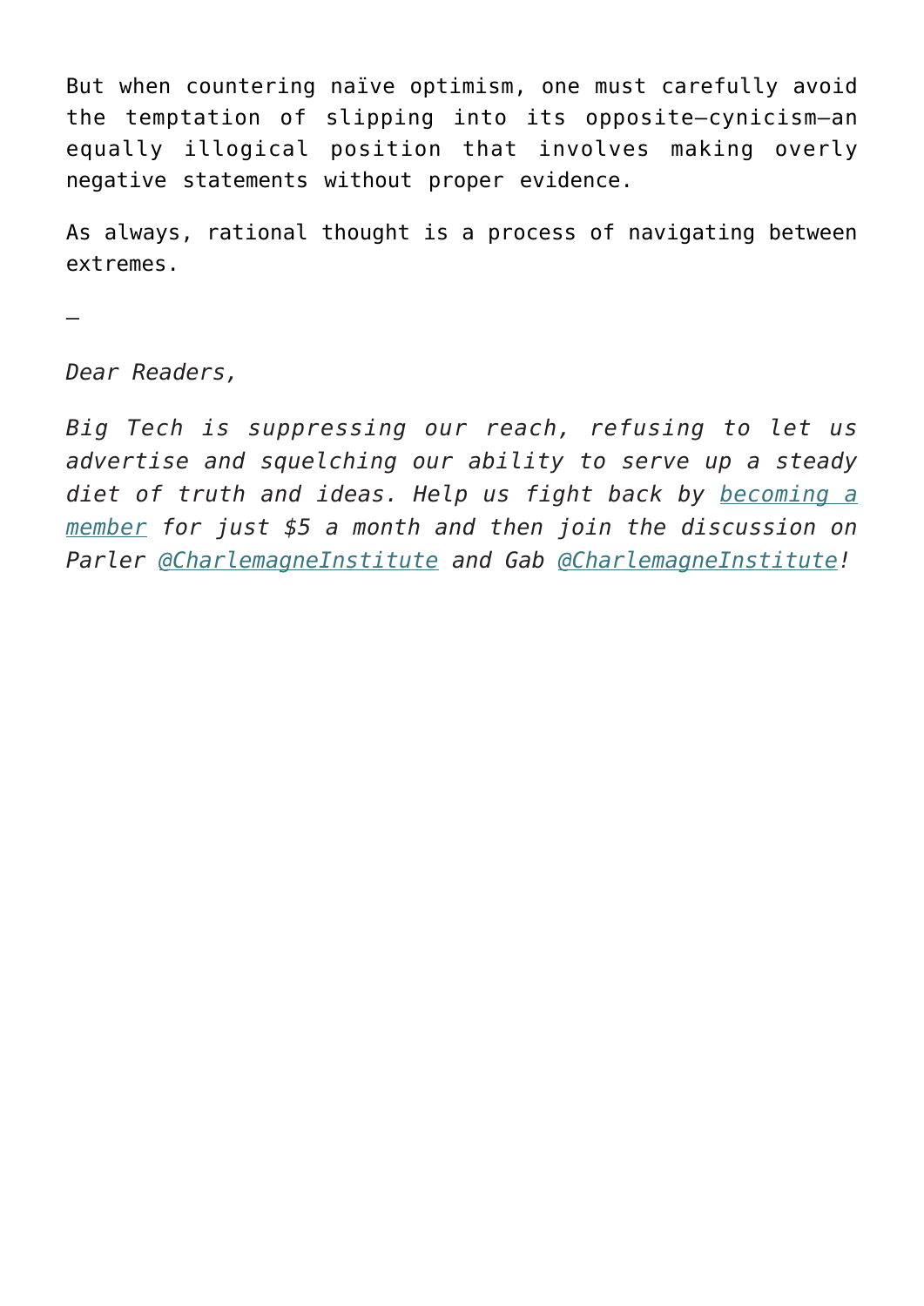But when countering naïve optimism, one must carefully avoid the temptation of slipping into its opposite—cynicism—an equally illogical position that involves making overly negative statements without proper evidence.

As always, rational thought is a process of navigating between extremes.

—

*Dear Readers,*

*Big Tech is suppressing our reach, refusing to let us advertise and squelching our ability to serve up a steady diet of truth and ideas. Help us fight back by becoming a member for just $5 a month and then join the discussion on Parler @CharlemagneInstitute and Gab @CharlemagneInstitute!*